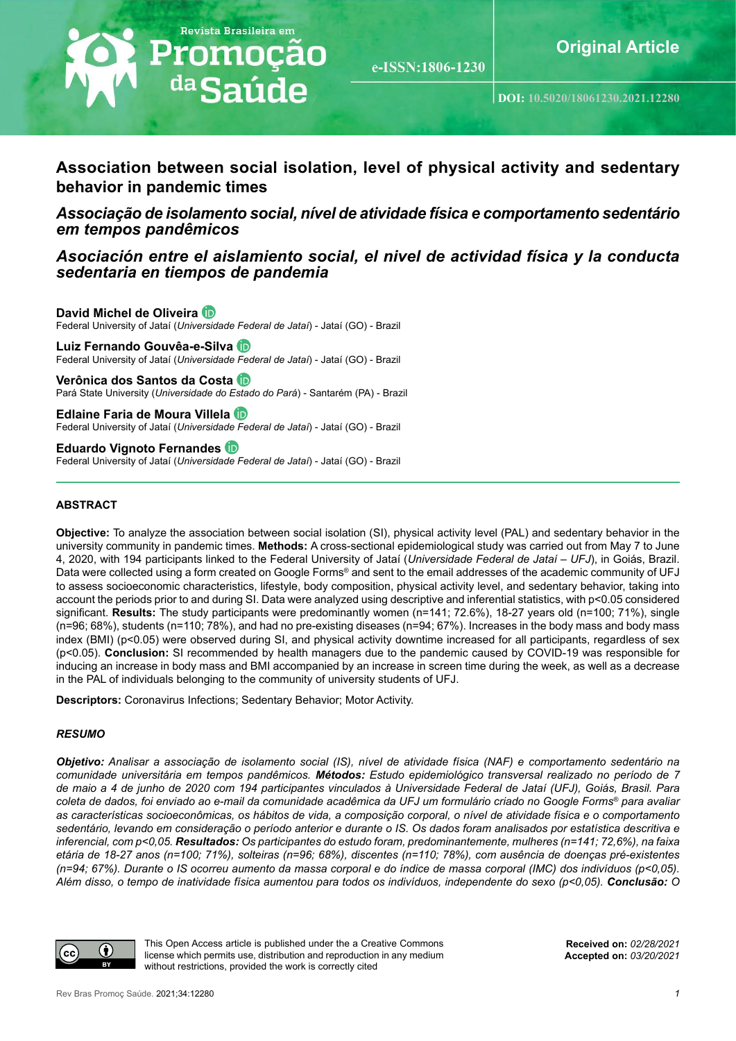Revista Brasileira em Promoção da Saúde

e-ISSN:1806-1230

**Original Article**

**DOI: 10.5020/18061230.2021.12280**

# Association between social isolation, level of physical activity and sedentary behavior in pandemic times

## *Associação de isolamento social, nível de atividade física e comportamento sedentário em tempos pandêmicos*

## *Asociación entre el aislamiento social, el nivel de actividad física y la conducta sedentaria en tiempos de pandemia*

**David Michel de Oliveira**
Federal University of Jataí (*Universidade Federal de Jataí*) - Jataí (GO) - Brazil

**Luiz Fernando Gouvêa-e-Silva**
Federal University of Jataí (*Universidade Federal de Jataí*) - Jataí (GO) - Brazil

**Verônica dos Santos da Costa**
Pará State University (*Universidade do Estado do Pará*) - Santarém (PA) - Brazil

**Edlaine Faria de Moura Villela**
Federal University of Jataí (*Universidade Federal de Jataí*) - Jataí (GO) - Brazil

**Eduardo Vignoto Fernandes**
Federal University of Jataí (*Universidade Federal de Jataí*) - Jataí (GO) - Brazil

---

#### ABSTRACT

**Objective:** To analyze the association between social isolation (SI), physical activity level (PAL) and sedentary behavior in the university community in pandemic times. **Methods:** A cross-sectional epidemiological study was carried out from May 7 to June 4, 2020, with 194 participants linked to the Federal University of Jataí (*Universidade Federal de Jataí – UFJ*), in Goiás, Brazil. Data were collected using a form created on Google Forms® and sent to the email addresses of the academic community of UFJ to assess socioeconomic characteristics, lifestyle, body composition, physical activity level, and sedentary behavior, taking into account the periods prior to and during SI. Data were analyzed using descriptive and inferential statistics, with $p<0.05$ considered significant. **Results:** The study participants were predominantly women (n=141; 72.6%), 18-27 years old (n=100; 71%), single (n=96; 68%), students (n=110; 78%), and had no pre-existing diseases (n=94; 67%). Increases in the body mass and body mass index (BMI) ($p<0.05$) were observed during SI, and physical activity downtime increased for all participants, regardless of sex ($p<0.05$). **Conclusion:** SI recommended by health managers due to the pandemic caused by COVID-19 was responsible for inducing an increase in body mass and BMI accompanied by an increase in screen time during the week, as well as a decrease in the PAL of individuals belonging to the community of university students of UFJ.

**Descriptors:** Coronavirus Infections; Sedentary Behavior; Motor Activity.

#### *RESUMO*

***Objetivo:*** *Analisar a associação de isolamento social (IS), nível de atividade física (NAF) e comportamento sedentário na comunidade universitária em tempos pandêmicos.* ***Métodos:*** *Estudo epidemiológico transversal realizado no período de 7 de maio a 4 de junho de 2020 com 194 participantes vinculados à Universidade Federal de Jataí (UFJ), Goiás, Brasil. Para coleta de dados, foi enviado ao e-mail da comunidade acadêmica da UFJ um formulário criado no Google Forms® para avaliar as características socioeconômicas, os hábitos de vida, a composição corporal, o nível de atividade física e o comportamento sedentário, levando em consideração o período anterior e durante o IS. Os dados foram analisados por estatística descritiva e inferencial, com p<0,05.* ***Resultados:*** *Os participantes do estudo foram, predominantemente, mulheres (n=141; 72,6%), na faixa etária de 18-27 anos (n=100; 71%), solteiras (n=96; 68%), discentes (n=110; 78%), com ausência de doenças pré-existentes (n=94; 67%). Durante o IS ocorreu aumento da massa corporal e do índice de massa corporal (IMC) dos indivíduos (p<0,05). Além disso, o tempo de inatividade física aumentou para todos os indivíduos, independente do sexo (p<0,05).* ***Conclusão:*** *O*

This Open Access article is published under the a Creative Commons license which permits use, distribution and reproduction in any medium without restrictions, provided the work is correctly cited

**Received on:** *02/28/2021*
**Accepted on:** *03/20/2021*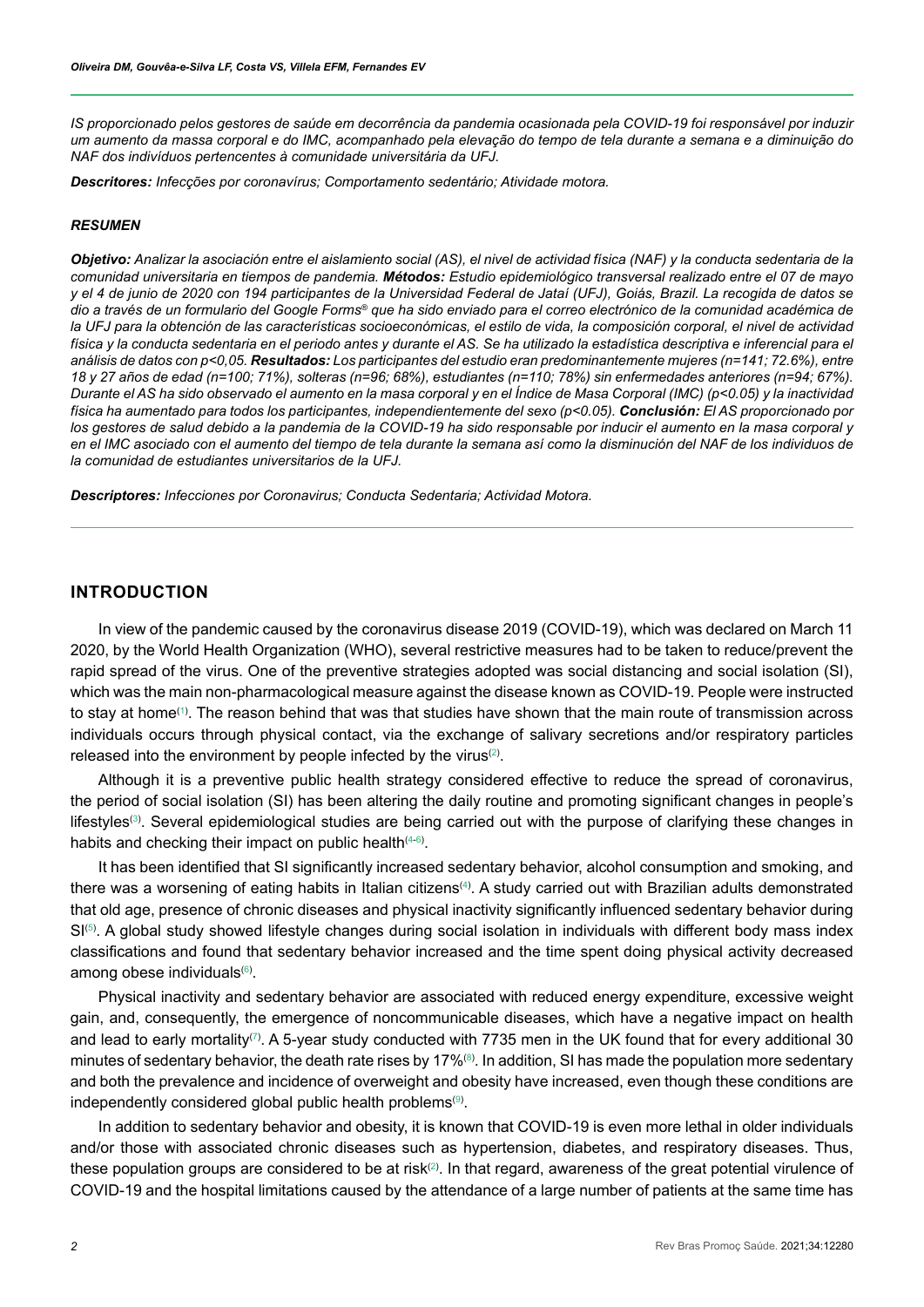*IS proporcionado pelos gestores de saúde em decorrência da pandemia ocasionada pela COVID-19 foi responsável por induzir um aumento da massa corporal e do IMC, acompanhado pela elevação do tempo de tela durante a semana e a diminuição do NAF dos indivíduos pertencentes à comunidade universitária da UFJ.*

***Descritores:*** *Infecções por coronavírus; Comportamento sedentário; Atividade motora.*

***RESUMEN***

***Objetivo:*** *Analizar la asociación entre el aislamiento social (AS), el nivel de actividad física (NAF) y la conducta sedentaria de la comunidad universitaria en tiempos de pandemia.* ***Métodos:*** *Estudio epidemiológico transversal realizado entre el 07 de mayo y el 4 de junio de 2020 con 194 participantes de la Universidad Federal de Jataí (UFJ), Goiás, Brazil. La recogida de datos se dio a través de un formulario del Google Forms® que ha sido enviado para el correo electrónico de la comunidad académica de la UFJ para la obtención de las características socioeconómicas, el estilo de vida, la composición corporal, el nivel de actividad física y la conducta sedentaria en el periodo antes y durante el AS. Se ha utilizado la estadística descriptiva e inferencial para el análisis de datos con p<0,05.* ***Resultados:*** *Los participantes del estudio eran predominantemente mujeres (n=141; 72.6%), entre 18 y 27 años de edad (n=100; 71%), solteras (n=96; 68%), estudiantes (n=110; 78%) sin enfermedades anteriores (n=94; 67%). Durante el AS ha sido observado el aumento en la masa corporal y en el Índice de Masa Corporal (IMC) (p<0.05) y la inactividad física ha aumentado para todos los participantes, independientemente del sexo (p<0.05).* ***Conclusión:*** *El AS proporcionado por los gestores de salud debido a la pandemia de la COVID-19 ha sido responsable por inducir el aumento en la masa corporal y en el IMC asociado con el aumento del tiempo de tela durante la semana así como la disminución del NAF de los individuos de la comunidad de estudiantes universitarios de la UFJ.*

***Descriptores:*** *Infecciones por Coronavirus; Conducta Sedentaria; Actividad Motora.*

## INTRODUCTION

In view of the pandemic caused by the coronavirus disease 2019 (COVID-19), which was declared on March 11 2020, by the World Health Organization (WHO), several restrictive measures had to be taken to reduce/prevent the rapid spread of the virus. One of the preventive strategies adopted was social distancing and social isolation (SI), which was the main non-pharmacological measure against the disease known as COVID-19. People were instructed to stay at home[1]. The reason behind that was that studies have shown that the main route of transmission across individuals occurs through physical contact, via the exchange of salivary secretions and/or respiratory particles released into the environment by people infected by the virus[2].

Although it is a preventive public health strategy considered effective to reduce the spread of coronavirus, the period of social isolation (SI) has been altering the daily routine and promoting significant changes in people's lifestyles[3]. Several epidemiological studies are being carried out with the purpose of clarifying these changes in habits and checking their impact on public health[4-6].

It has been identified that SI significantly increased sedentary behavior, alcohol consumption and smoking, and there was a worsening of eating habits in Italian citizens[4]. A study carried out with Brazilian adults demonstrated that old age, presence of chronic diseases and physical inactivity significantly influenced sedentary behavior during SI[5]. A global study showed lifestyle changes during social isolation in individuals with different body mass index classifications and found that sedentary behavior increased and the time spent doing physical activity decreased among obese individuals[6].

Physical inactivity and sedentary behavior are associated with reduced energy expenditure, excessive weight gain, and, consequently, the emergence of noncommunicable diseases, which have a negative impact on health and lead to early mortality[7]. A 5-year study conducted with 7735 men in the UK found that for every additional 30 minutes of sedentary behavior, the death rate rises by 17%[8]. In addition, SI has made the population more sedentary and both the prevalence and incidence of overweight and obesity have increased, even though these conditions are independently considered global public health problems[9].

In addition to sedentary behavior and obesity, it is known that COVID-19 is even more lethal in older individuals and/or those with associated chronic diseases such as hypertension, diabetes, and respiratory diseases. Thus, these population groups are considered to be at risk[2]. In that regard, awareness of the great potential virulence of COVID-19 and the hospital limitations caused by the attendance of a large number of patients at the same time has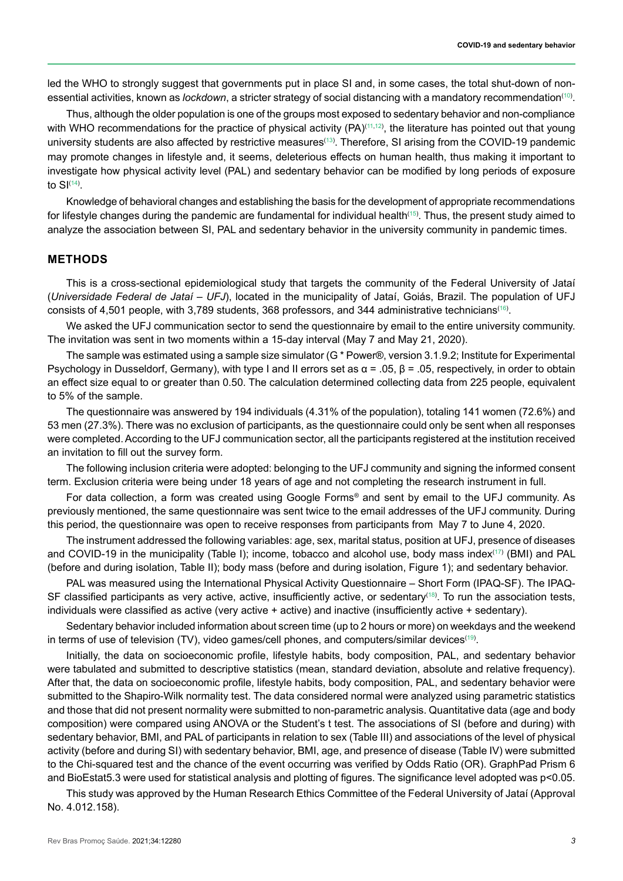led the WHO to strongly suggest that governments put in place SI and, in some cases, the total shut-down of non-essential activities, known as *lockdown*, a stricter strategy of social distancing with a mandatory recommendation[10].

Thus, although the older population is one of the groups most exposed to sedentary behavior and non-compliance with WHO recommendations for the practice of physical activity (PA)[11,12], the literature has pointed out that young university students are also affected by restrictive measures[13]. Therefore, SI arising from the COVID-19 pandemic may promote changes in lifestyle and, it seems, deleterious effects on human health, thus making it important to investigate how physical activity level (PAL) and sedentary behavior can be modified by long periods of exposure to SI[14].

Knowledge of behavioral changes and establishing the basis for the development of appropriate recommendations for lifestyle changes during the pandemic are fundamental for individual health[15]. Thus, the present study aimed to analyze the association between SI, PAL and sedentary behavior in the university community in pandemic times.

## METHODS

This is a cross-sectional epidemiological study that targets the community of the Federal University of Jataí (*Universidade Federal de Jataí – UFJ*), located in the municipality of Jataí, Goiás, Brazil. The population of UFJ consists of 4,501 people, with 3,789 students, 368 professors, and 344 administrative technicians[16].

We asked the UFJ communication sector to send the questionnaire by email to the entire university community. The invitation was sent in two moments within a 15-day interval (May 7 and May 21, 2020).

The sample was estimated using a sample size simulator (G * Power®, version 3.1.9.2; Institute for Experimental Psychology in Dusseldorf, Germany), with type I and II errors set as $\alpha = .05$, $\beta = .05$, respectively, in order to obtain an effect size equal to or greater than 0.50. The calculation determined collecting data from 225 people, equivalent to 5% of the sample.

The questionnaire was answered by 194 individuals (4.31% of the population), totaling 141 women (72.6%) and 53 men (27.3%). There was no exclusion of participants, as the questionnaire could only be sent when all responses were completed. According to the UFJ communication sector, all the participants registered at the institution received an invitation to fill out the survey form.

The following inclusion criteria were adopted: belonging to the UFJ community and signing the informed consent term. Exclusion criteria were being under 18 years of age and not completing the research instrument in full.

For data collection, a form was created using Google Forms® and sent by email to the UFJ community. As previously mentioned, the same questionnaire was sent twice to the email addresses of the UFJ community. During this period, the questionnaire was open to receive responses from participants from May 7 to June 4, 2020.

The instrument addressed the following variables: age, sex, marital status, position at UFJ, presence of diseases and COVID-19 in the municipality (Table I); income, tobacco and alcohol use, body mass index[17] (BMI) and PAL (before and during isolation, Table II); body mass (before and during isolation, Figure 1); and sedentary behavior.

PAL was measured using the International Physical Activity Questionnaire – Short Form (IPAQ-SF). The IPAQ-SF classified participants as very active, active, insufficiently active, or sedentary[18]. To run the association tests, individuals were classified as active (very active + active) and inactive (insufficiently active + sedentary).

Sedentary behavior included information about screen time (up to 2 hours or more) on weekdays and the weekend in terms of use of television (TV), video games/cell phones, and computers/similar devices[19].

Initially, the data on socioeconomic profile, lifestyle habits, body composition, PAL, and sedentary behavior were tabulated and submitted to descriptive statistics (mean, standard deviation, absolute and relative frequency). After that, the data on socioeconomic profile, lifestyle habits, body composition, PAL, and sedentary behavior were submitted to the Shapiro-Wilk normality test. The data considered normal were analyzed using parametric statistics and those that did not present normality were submitted to non-parametric analysis. Quantitative data (age and body composition) were compared using ANOVA or the Student's t test. The associations of SI (before and during) with sedentary behavior, BMI, and PAL of participants in relation to sex (Table III) and associations of the level of physical activity (before and during SI) with sedentary behavior, BMI, age, and presence of disease (Table IV) were submitted to the Chi-squared test and the chance of the event occurring was verified by Odds Ratio (OR). GraphPad Prism 6 and BioEstat5.3 were used for statistical analysis and plotting of figures. The significance level adopted was $p<0.05$.

This study was approved by the Human Research Ethics Committee of the Federal University of Jataí (Approval No. 4.012.158).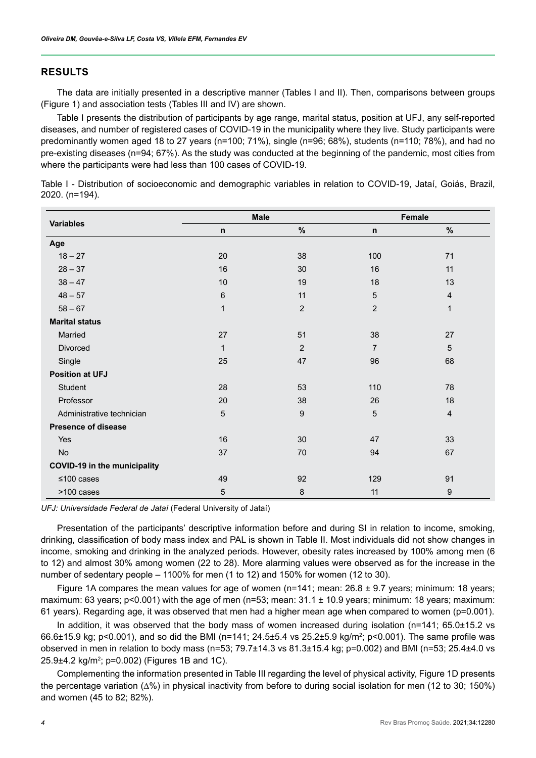## RESULTS

The data are initially presented in a descriptive manner (Tables I and II). Then, comparisons between groups (Figure 1) and association tests (Tables III and IV) are shown.

Table I presents the distribution of participants by age range, marital status, position at UFJ, any self-reported diseases, and number of registered cases of COVID-19 in the municipality where they live. Study participants were predominantly women aged 18 to 27 years (n=100; 71%), single (n=96; 68%), students (n=110; 78%), and had no pre-existing diseases (n=94; 67%). As the study was conducted at the beginning of the pandemic, most cities from where the participants were had less than 100 cases of COVID-19.

Table I - Distribution of socioeconomic and demographic variables in relation to COVID-19, Jataí, Goiás, Brazil, 2020. (n=194).

| Variables | Male | | Female | |
|---|---|---|---|---|
| | n | % | n | % |
| **Age** | | | | |
| 18 – 27 | 20 | 38 | 100 | 71 |
| 28 – 37 | 16 | 30 | 16 | 11 |
| 38 – 47 | 10 | 19 | 18 | 13 |
| 48 – 57 | 6 | 11 | 5 | 4 |
| 58 – 67 | 1 | 2 | 2 | 1 |
| **Marital status** | | | | |
| Married | 27 | 51 | 38 | 27 |
| Divorced | 1 | 2 | 7 | 5 |
| Single | 25 | 47 | 96 | 68 |
| **Position at UFJ** | | | | |
| Student | 28 | 53 | 110 | 78 |
| Professor | 20 | 38 | 26 | 18 |
| Administrative technician | 5 | 9 | 5 | 4 |
| **Presence of disease** | | | | |
| Yes | 16 | 30 | 47 | 33 |
| No | 37 | 70 | 94 | 67 |
| **COVID-19 in the municipality** | | | | |
| ≤100 cases | 49 | 92 | 129 | 91 |
| >100 cases | 5 | 8 | 11 | 9 |

*UFJ: Universidade Federal de Jataí* (Federal University of Jataí)

Presentation of the participants' descriptive information before and during SI in relation to income, smoking, drinking, classification of body mass index and PAL is shown in Table II. Most individuals did not show changes in income, smoking and drinking in the analyzed periods. However, obesity rates increased by 100% among men (6 to 12) and almost 30% among women (22 to 28). More alarming values were observed as for the increase in the number of sedentary people – 1100% for men (1 to 12) and 150% for women (12 to 30).

Figure 1A compares the mean values for age of women (n=141; mean: 26.8 ± 9.7 years; minimum: 18 years; maximum: 63 years; p<0.001) with the age of men (n=53; mean: 31.1 ± 10.9 years; minimum: 18 years; maximum: 61 years). Regarding age, it was observed that men had a higher mean age when compared to women (p=0.001).

In addition, it was observed that the body mass of women increased during isolation (n=141; 65.0±15.2 vs 66.6±15.9 kg; p<0.001), and so did the BMI (n=141; 24.5±5.4 vs 25.2±5.9 kg/m$^2$; p<0.001). The same profile was observed in men in relation to body mass (n=53; 79.7±14.3 vs 81.3±15.4 kg; p=0.002) and BMI (n=53; 25.4±4.0 vs 25.9±4.2 kg/m$^2$; p=0.002) (Figures 1B and 1C).

Complementing the information presented in Table III regarding the level of physical activity, Figure 1D presents the percentage variation (∆%) in physical inactivity from before to during social isolation for men (12 to 30; 150%) and women (45 to 82; 82%).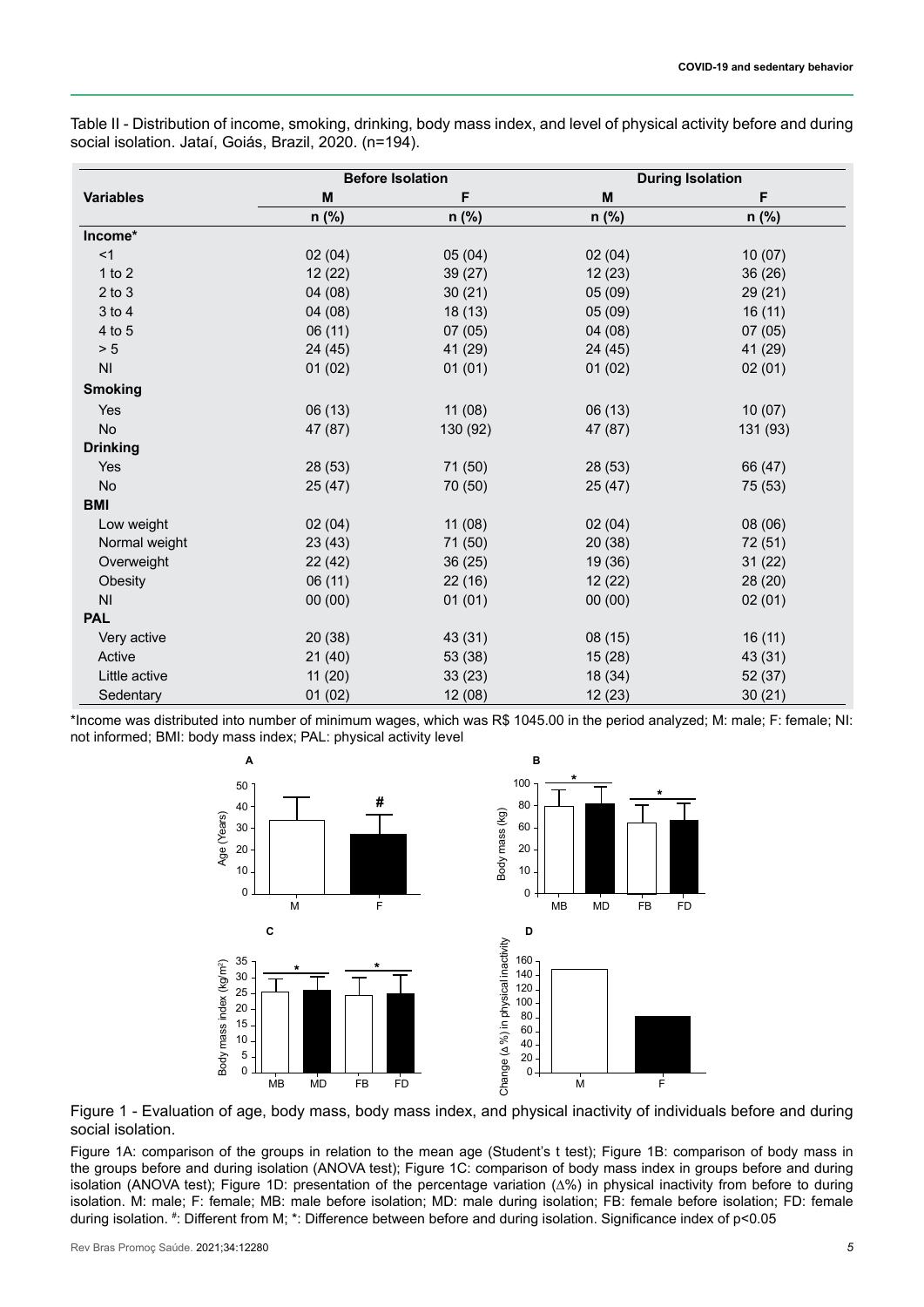Table II - Distribution of income, smoking, drinking, body mass index, and level of physical activity before and during social isolation. Jataí, Goiás, Brazil, 2020. (n=194).

| Variables | Before Isolation | | During Isolation | |
|---|---|---|---|---|
| | M | F | M | F |
| | n (%) | n (%) | n (%) | n (%) |
| **Income*** | | | | |
| <1 | 02 (04) | 05 (04) | 02 (04) | 10 (07) |
| 1 to 2 | 12 (22) | 39 (27) | 12 (23) | 36 (26) |
| 2 to 3 | 04 (08) | 30 (21) | 05 (09) | 29 (21) |
| 3 to 4 | 04 (08) | 18 (13) | 05 (09) | 16 (11) |
| 4 to 5 | 06 (11) | 07 (05) | 04 (08) | 07 (05) |
| > 5 | 24 (45) | 41 (29) | 24 (45) | 41 (29) |
| NI | 01 (02) | 01 (01) | 01 (02) | 02 (01) |
| **Smoking** | | | | |
| Yes | 06 (13) | 11 (08) | 06 (13) | 10 (07) |
| No | 47 (87) | 130 (92) | 47 (87) | 131 (93) |
| **Drinking** | | | | |
| Yes | 28 (53) | 71 (50) | 28 (53) | 66 (47) |
| No | 25 (47) | 70 (50) | 25 (47) | 75 (53) |
| **BMI** | | | | |
| Low weight | 02 (04) | 11 (08) | 02 (04) | 08 (06) |
| Normal weight | 23 (43) | 71 (50) | 20 (38) | 72 (51) |
| Overweight | 22 (42) | 36 (25) | 19 (36) | 31 (22) |
| Obesity | 06 (11) | 22 (16) | 12 (22) | 28 (20) |
| NI | 00 (00) | 01 (01) | 00 (00) | 02 (01) |
| **PAL** | | | | |
| Very active | 20 (38) | 43 (31) | 08 (15) | 16 (11) |
| Active | 21 (40) | 53 (38) | 15 (28) | 43 (31) |
| Little active | 11 (20) | 33 (23) | 18 (34) | 52 (37) |
| Sedentary | 01 (02) | 12 (08) | 12 (23) | 30 (21) |

*Income was distributed into number of minimum wages, which was R$ 1045.00 in the period analyzed; M: male; F: female; NI: not informed; BMI: body mass index; PAL: physical activity level

Figure 1 - Evaluation of age, body mass, body mass index, and physical inactivity of individuals before and during social isolation.

Figure 1A: comparison of the groups in relation to the mean age (Student's t test); Figure 1B: comparison of body mass in the groups before and during isolation (ANOVA test); Figure 1C: comparison of body mass index in groups before and during isolation (ANOVA test); Figure 1D: presentation of the percentage variation (∆%) in physical inactivity from before to during isolation. M: male; F: female; MB: male before isolation; MD: male during isolation; FB: female before isolation; FD: female during isolation. #: Different from M; *: Difference between before and during isolation. Significance index of $p<0.05$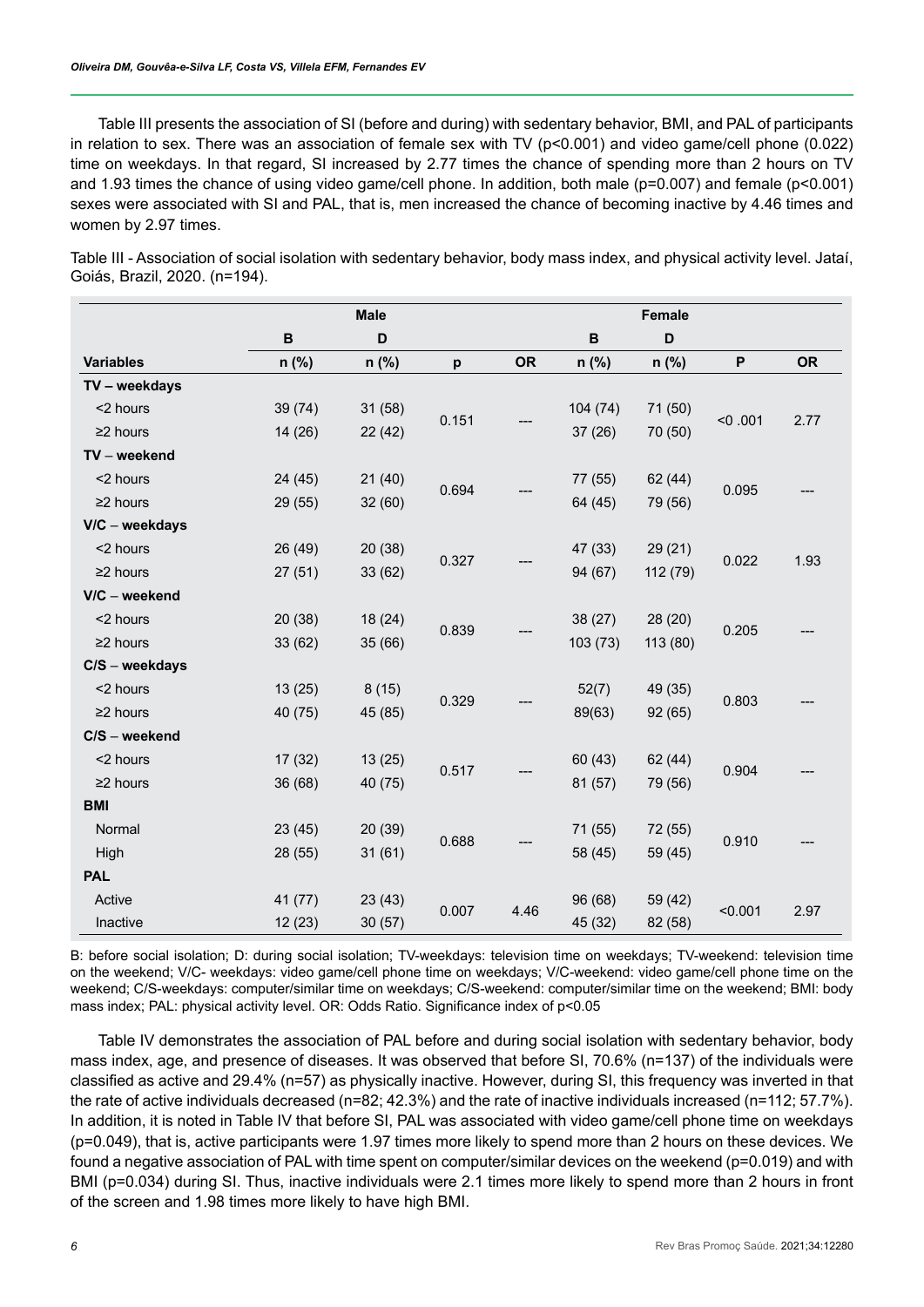Table III presents the association of SI (before and during) with sedentary behavior, BMI, and PAL of participants in relation to sex. There was an association of female sex with TV (p<0.001) and video game/cell phone (0.022) time on weekdays. In that regard, SI increased by 2.77 times the chance of spending more than 2 hours on TV and 1.93 times the chance of using video game/cell phone. In addition, both male (p=0.007) and female (p<0.001) sexes were associated with SI and PAL, that is, men increased the chance of becoming inactive by 4.46 times and women by 2.97 times.

Table III - Association of social isolation with sedentary behavior, body mass index, and physical activity level. Jataí, Goiás, Brazil, 2020. (n=194).

| | Male | | | | Female | | | |
|---|---|---|---|---|---|---|---|---|
| | B | D | | | B | D | | |
| **Variables** | **n (%)** | **n (%)** | **p** | **OR** | **n (%)** | **n (%)** | **P** | **OR** |
| **TV – weekdays** | | | | | | | | |
| <2 hours | 39 (74) | 31 (58) | 0.151 | --- | 104 (74) | 71 (50) | <0 .001 | 2.77 |
| ≥2 hours | 14 (26) | 22 (42) | | | 37 (26) | 70 (50) | | |
| **TV – weekend** | | | | | | | | |
| <2 hours | 24 (45) | 21 (40) | 0.694 | --- | 77 (55) | 62 (44) | 0.095 | --- |
| ≥2 hours | 29 (55) | 32 (60) | | | 64 (45) | 79 (56) | | |
| **V/C – weekdays** | | | | | | | | |
| <2 hours | 26 (49) | 20 (38) | 0.327 | --- | 47 (33) | 29 (21) | 0.022 | 1.93 |
| ≥2 hours | 27 (51) | 33 (62) | | | 94 (67) | 112 (79) | | |
| **V/C – weekend** | | | | | | | | |
| <2 hours | 20 (38) | 18 (24) | 0.839 | --- | 38 (27) | 28 (20) | 0.205 | --- |
| ≥2 hours | 33 (62) | 35 (66) | | | 103 (73) | 113 (80) | | |
| **C/S – weekdays** | | | | | | | | |
| <2 hours | 13 (25) | 8 (15) | 0.329 | --- | 52(7) | 49 (35) | 0.803 | --- |
| ≥2 hours | 40 (75) | 45 (85) | | | 89(63) | 92 (65) | | |
| **C/S – weekend** | | | | | | | | |
| <2 hours | 17 (32) | 13 (25) | 0.517 | --- | 60 (43) | 62 (44) | 0.904 | --- |
| ≥2 hours | 36 (68) | 40 (75) | | | 81 (57) | 79 (56) | | |
| **BMI** | | | | | | | | |
| Normal | 23 (45) | 20 (39) | 0.688 | --- | 71 (55) | 72 (55) | 0.910 | --- |
| High | 28 (55) | 31 (61) | | | 58 (45) | 59 (45) | | |
| **PAL** | | | | | | | | |
| Active | 41 (77) | 23 (43) | 0.007 | 4.46 | 96 (68) | 59 (42) | <0.001 | 2.97 |
| Inactive | 12 (23) | 30 (57) | | | 45 (32) | 82 (58) | | |

B: before social isolation; D: during social isolation; TV-weekdays: television time on weekdays; TV-weekend: television time on the weekend; V/C- weekdays: video game/cell phone time on weekdays; V/C-weekend: video game/cell phone time on the weekend; C/S-weekdays: computer/similar time on weekdays; C/S-weekend: computer/similar time on the weekend; BMI: body mass index; PAL: physical activity level. OR: Odds Ratio. Significance index of p<0.05

Table IV demonstrates the association of PAL before and during social isolation with sedentary behavior, body mass index, age, and presence of diseases. It was observed that before SI, 70.6% (n=137) of the individuals were classified as active and 29.4% (n=57) as physically inactive. However, during SI, this frequency was inverted in that the rate of active individuals decreased (n=82; 42.3%) and the rate of inactive individuals increased (n=112; 57.7%). In addition, it is noted in Table IV that before SI, PAL was associated with video game/cell phone time on weekdays (p=0.049), that is, active participants were 1.97 times more likely to spend more than 2 hours on these devices. We found a negative association of PAL with time spent on computer/similar devices on the weekend (p=0.019) and with BMI (p=0.034) during SI. Thus, inactive individuals were 2.1 times more likely to spend more than 2 hours in front of the screen and 1.98 times more likely to have high BMI.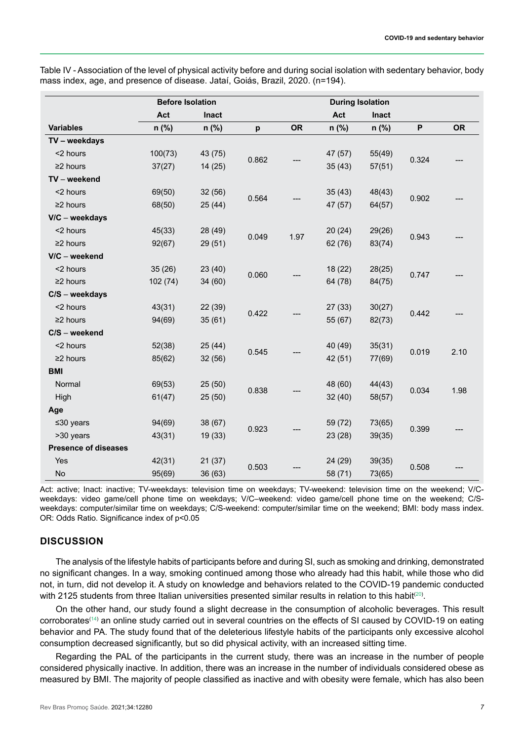Table IV - Association of the level of physical activity before and during social isolation with sedentary behavior, body mass index, age, and presence of disease. Jataí, Goiás, Brazil, 2020. (n=194).

| | Before Isolation | | | | During Isolation | | | |
|---|---|---|---|---|---|---|---|---|
| | Act | Inact | | | Act | Inact | | |
| **Variables** | n (%) | n (%) | p | OR | n (%) | n (%) | P | OR |
| **TV – weekdays** | | | | | | | | |
| <2 hours | 100(73) | 43 (75) | 0.862 | --- | 47 (57) | 55(49) | 0.324 | --- |
| ≥2 hours | 37(27) | 14 (25) | | | 35 (43) | 57(51) | | |
| **TV – weekend** | | | | | | | | |
| <2 hours | 69(50) | 32 (56) | 0.564 | --- | 35 (43) | 48(43) | 0.902 | --- |
| ≥2 hours | 68(50) | 25 (44) | | | 47 (57) | 64(57) | | |
| **V/C – weekdays** | | | | | | | | |
| <2 hours | 45(33) | 28 (49) | 0.049 | 1.97 | 20 (24) | 29(26) | 0.943 | --- |
| ≥2 hours | 92(67) | 29 (51) | | | 62 (76) | 83(74) | | |
| **V/C – weekend** | | | | | | | | |
| <2 hours | 35 (26) | 23 (40) | 0.060 | --- | 18 (22) | 28(25) | 0.747 | --- |
| ≥2 hours | 102 (74) | 34 (60) | | | 64 (78) | 84(75) | | |
| **C/S – weekdays** | | | | | | | | |
| <2 hours | 43(31) | 22 (39) | 0.422 | --- | 27 (33) | 30(27) | 0.442 | --- |
| ≥2 hours | 94(69) | 35 (61) | | | 55 (67) | 82(73) | | |
| **C/S – weekend** | | | | | | | | |
| <2 hours | 52(38) | 25 (44) | 0.545 | --- | 40 (49) | 35(31) | 0.019 | 2.10 |
| ≥2 hours | 85(62) | 32 (56) | | | 42 (51) | 77(69) | | |
| **BMI** | | | | | | | | |
| Normal | 69(53) | 25 (50) | 0.838 | --- | 48 (60) | 44(43) | 0.034 | 1.98 |
| High | 61(47) | 25 (50) | | | 32 (40) | 58(57) | | |
| **Age** | | | | | | | | |
| ≤30 years | 94(69) | 38 (67) | 0.923 | --- | 59 (72) | 73(65) | 0.399 | --- |
| >30 years | 43(31) | 19 (33) | | | 23 (28) | 39(35) | | |
| **Presence of diseases** | | | | | | | | |
| Yes | 42(31) | 21 (37) | 0.503 | --- | 24 (29) | 39(35) | 0.508 | --- |
| No | 95(69) | 36 (63) | | | 58 (71) | 73(65) | | |

Act: active; Inact: inactive; TV-weekdays: television time on weekdays; TV-weekend: television time on the weekend; V/C-weekdays: video game/cell phone time on weekdays; V/C–weekend: video game/cell phone time on the weekend; C/S-weekdays: computer/similar time on weekdays; C/S-weekend: computer/similar time on the weekend; BMI: body mass index. OR: Odds Ratio. Significance index of p<0.05

## DISCUSSION

The analysis of the lifestyle habits of participants before and during SI, such as smoking and drinking, demonstrated no significant changes. In a way, smoking continued among those who already had this habit, while those who did not, in turn, did not develop it. A study on knowledge and behaviors related to the COVID-19 pandemic conducted with 2125 students from three Italian universities presented similar results in relation to this habit[20].

On the other hand, our study found a slight decrease in the consumption of alcoholic beverages. This result corroborates[14] an online study carried out in several countries on the effects of SI caused by COVID-19 on eating behavior and PA. The study found that of the deleterious lifestyle habits of the participants only excessive alcohol consumption decreased significantly, but so did physical activity, with an increased sitting time.

Regarding the PAL of the participants in the current study, there was an increase in the number of people considered physically inactive. In addition, there was an increase in the number of individuals considered obese as measured by BMI. The majority of people classified as inactive and with obesity were female, which has also been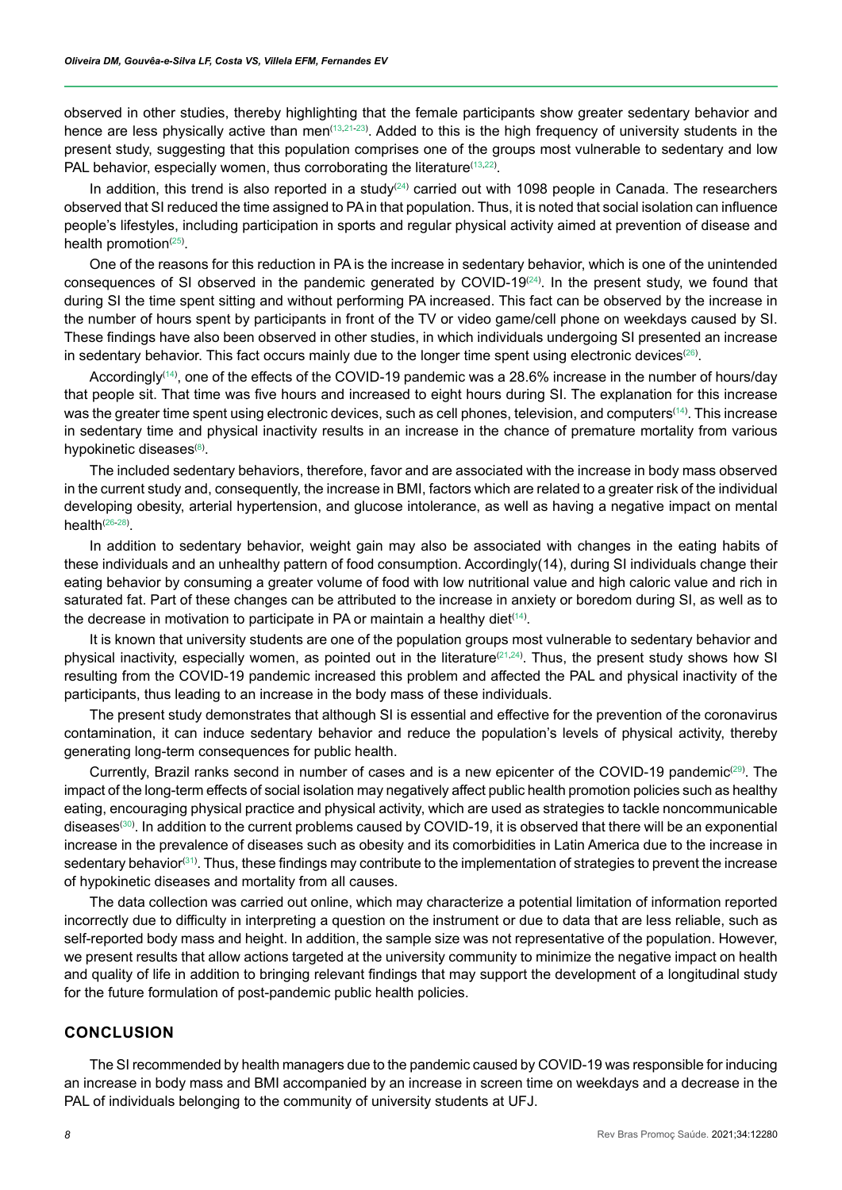observed in other studies, thereby highlighting that the female participants show greater sedentary behavior and hence are less physically active than men[13,21-23]. Added to this is the high frequency of university students in the present study, suggesting that this population comprises one of the groups most vulnerable to sedentary and low PAL behavior, especially women, thus corroborating the literature[13,22].

In addition, this trend is also reported in a study[24] carried out with 1098 people in Canada. The researchers observed that SI reduced the time assigned to PA in that population. Thus, it is noted that social isolation can influence people's lifestyles, including participation in sports and regular physical activity aimed at prevention of disease and health promotion[25].

One of the reasons for this reduction in PA is the increase in sedentary behavior, which is one of the unintended consequences of SI observed in the pandemic generated by COVID-19[24]. In the present study, we found that during SI the time spent sitting and without performing PA increased. This fact can be observed by the increase in the number of hours spent by participants in front of the TV or video game/cell phone on weekdays caused by SI. These findings have also been observed in other studies, in which individuals undergoing SI presented an increase in sedentary behavior. This fact occurs mainly due to the longer time spent using electronic devices[26].

Accordingly[14], one of the effects of the COVID-19 pandemic was a 28.6% increase in the number of hours/day that people sit. That time was five hours and increased to eight hours during SI. The explanation for this increase was the greater time spent using electronic devices, such as cell phones, television, and computers[14]. This increase in sedentary time and physical inactivity results in an increase in the chance of premature mortality from various hypokinetic diseases[8].

The included sedentary behaviors, therefore, favor and are associated with the increase in body mass observed in the current study and, consequently, the increase in BMI, factors which are related to a greater risk of the individual developing obesity, arterial hypertension, and glucose intolerance, as well as having a negative impact on mental health[26-28].

In addition to sedentary behavior, weight gain may also be associated with changes in the eating habits of these individuals and an unhealthy pattern of food consumption. Accordingly(14), during SI individuals change their eating behavior by consuming a greater volume of food with low nutritional value and high caloric value and rich in saturated fat. Part of these changes can be attributed to the increase in anxiety or boredom during SI, as well as to the decrease in motivation to participate in PA or maintain a healthy diet[14].

It is known that university students are one of the population groups most vulnerable to sedentary behavior and physical inactivity, especially women, as pointed out in the literature[21,24]. Thus, the present study shows how SI resulting from the COVID-19 pandemic increased this problem and affected the PAL and physical inactivity of the participants, thus leading to an increase in the body mass of these individuals.

The present study demonstrates that although SI is essential and effective for the prevention of the coronavirus contamination, it can induce sedentary behavior and reduce the population's levels of physical activity, thereby generating long-term consequences for public health.

Currently, Brazil ranks second in number of cases and is a new epicenter of the COVID-19 pandemic[29]. The impact of the long-term effects of social isolation may negatively affect public health promotion policies such as healthy eating, encouraging physical practice and physical activity, which are used as strategies to tackle noncommunicable diseases[30]. In addition to the current problems caused by COVID-19, it is observed that there will be an exponential increase in the prevalence of diseases such as obesity and its comorbidities in Latin America due to the increase in sedentary behavior[31]. Thus, these findings may contribute to the implementation of strategies to prevent the increase of hypokinetic diseases and mortality from all causes.

The data collection was carried out online, which may characterize a potential limitation of information reported incorrectly due to difficulty in interpreting a question on the instrument or due to data that are less reliable, such as self-reported body mass and height. In addition, the sample size was not representative of the population. However, we present results that allow actions targeted at the university community to minimize the negative impact on health and quality of life in addition to bringing relevant findings that may support the development of a longitudinal study for the future formulation of post-pandemic public health policies.

## CONCLUSION

The SI recommended by health managers due to the pandemic caused by COVID-19 was responsible for inducing an increase in body mass and BMI accompanied by an increase in screen time on weekdays and a decrease in the PAL of individuals belonging to the community of university students at UFJ.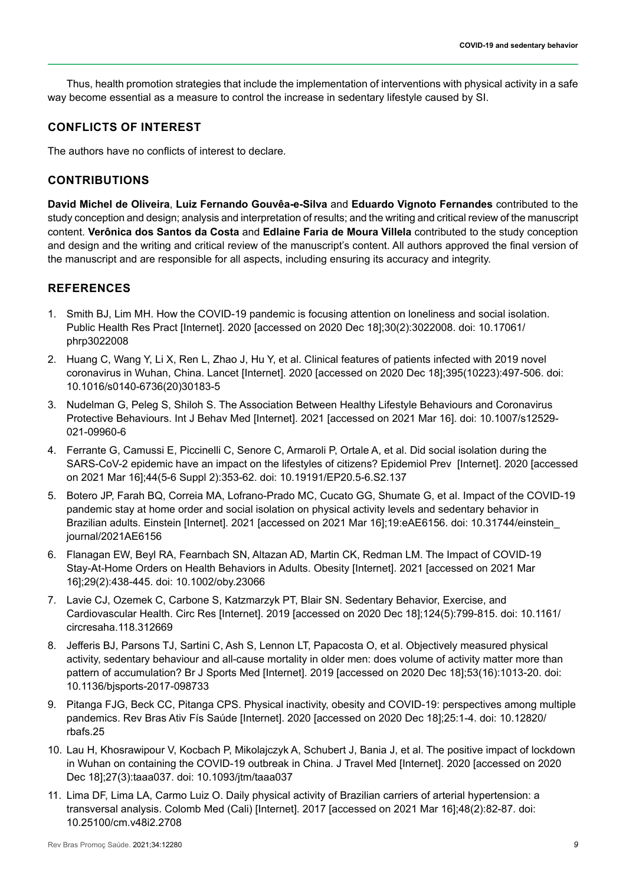Thus, health promotion strategies that include the implementation of interventions with physical activity in a safe way become essential as a measure to control the increase in sedentary lifestyle caused by SI.

## CONFLICTS OF INTEREST

The authors have no conflicts of interest to declare.

## CONTRIBUTIONS

**David Michel de Oliveira**, **Luiz Fernando Gouvêa-e-Silva** and **Eduardo Vignoto Fernandes** contributed to the study conception and design; analysis and interpretation of results; and the writing and critical review of the manuscript content. **Verônica dos Santos da Costa** and **Edlaine Faria de Moura Villela** contributed to the study conception and design and the writing and critical review of the manuscript's content. All authors approved the final version of the manuscript and are responsible for all aspects, including ensuring its accuracy and integrity.

## REFERENCES

1. Smith BJ, Lim MH. How the COVID-19 pandemic is focusing attention on loneliness and social isolation. Public Health Res Pract [Internet]. 2020 [accessed on 2020 Dec 18];30(2):3022008. doi: 10.17061/phrp3022008
2. Huang C, Wang Y, Li X, Ren L, Zhao J, Hu Y, et al. Clinical features of patients infected with 2019 novel coronavirus in Wuhan, China. Lancet [Internet]. 2020 [accessed on 2020 Dec 18];395(10223):497-506. doi: 10.1016/s0140-6736(20)30183-5
3. Nudelman G, Peleg S, Shiloh S. The Association Between Healthy Lifestyle Behaviours and Coronavirus Protective Behaviours. Int J Behav Med [Internet]. 2021 [accessed on 2021 Mar 16]. doi: 10.1007/s12529-021-09960-6
4. Ferrante G, Camussi E, Piccinelli C, Senore C, Armaroli P, Ortale A, et al. Did social isolation during the SARS-CoV-2 epidemic have an impact on the lifestyles of citizens? Epidemiol Prev [Internet]. 2020 [accessed on 2021 Mar 16];44(5-6 Suppl 2):353-62. doi: 10.19191/EP20.5-6.S2.137
5. Botero JP, Farah BQ, Correia MA, Lofrano-Prado MC, Cucato GG, Shumate G, et al. Impact of the COVID-19 pandemic stay at home order and social isolation on physical activity levels and sedentary behavior in Brazilian adults. Einstein [Internet]. 2021 [accessed on 2021 Mar 16];19:eAE6156. doi: 10.31744/einstein_journal/2021AE6156
6. Flanagan EW, Beyl RA, Fearnbach SN, Altazan AD, Martin CK, Redman LM. The Impact of COVID-19 Stay-At-Home Orders on Health Behaviors in Adults. Obesity [Internet]. 2021 [accessed on 2021 Mar 16];29(2):438-445. doi: 10.1002/oby.23066
7. Lavie CJ, Ozemek C, Carbone S, Katzmarzyk PT, Blair SN. Sedentary Behavior, Exercise, and Cardiovascular Health. Circ Res [Internet]. 2019 [accessed on 2020 Dec 18];124(5):799-815. doi: 10.1161/circresaha.118.312669
8. Jefferis BJ, Parsons TJ, Sartini C, Ash S, Lennon LT, Papacosta O, et al. Objectively measured physical activity, sedentary behaviour and all-cause mortality in older men: does volume of activity matter more than pattern of accumulation? Br J Sports Med [Internet]. 2019 [accessed on 2020 Dec 18];53(16):1013-20. doi: 10.1136/bjsports-2017-098733
9. Pitanga FJG, Beck CC, Pitanga CPS. Physical inactivity, obesity and COVID-19: perspectives among multiple pandemics. Rev Bras Ativ Fís Saúde [Internet]. 2020 [accessed on 2020 Dec 18];25:1-4. doi: 10.12820/rbafs.25
10. Lau H, Khosrawipour V, Kocbach P, Mikolajczyk A, Schubert J, Bania J, et al. The positive impact of lockdown in Wuhan on containing the COVID-19 outbreak in China. J Travel Med [Internet]. 2020 [accessed on 2020 Dec 18];27(3):taaa037. doi: 10.1093/jtm/taaa037
11. Lima DF, Lima LA, Carmo Luiz O. Daily physical activity of Brazilian carriers of arterial hypertension: a transversal analysis. Colomb Med (Cali) [Internet]. 2017 [accessed on 2021 Mar 16];48(2):82-87. doi: 10.25100/cm.v48i2.2708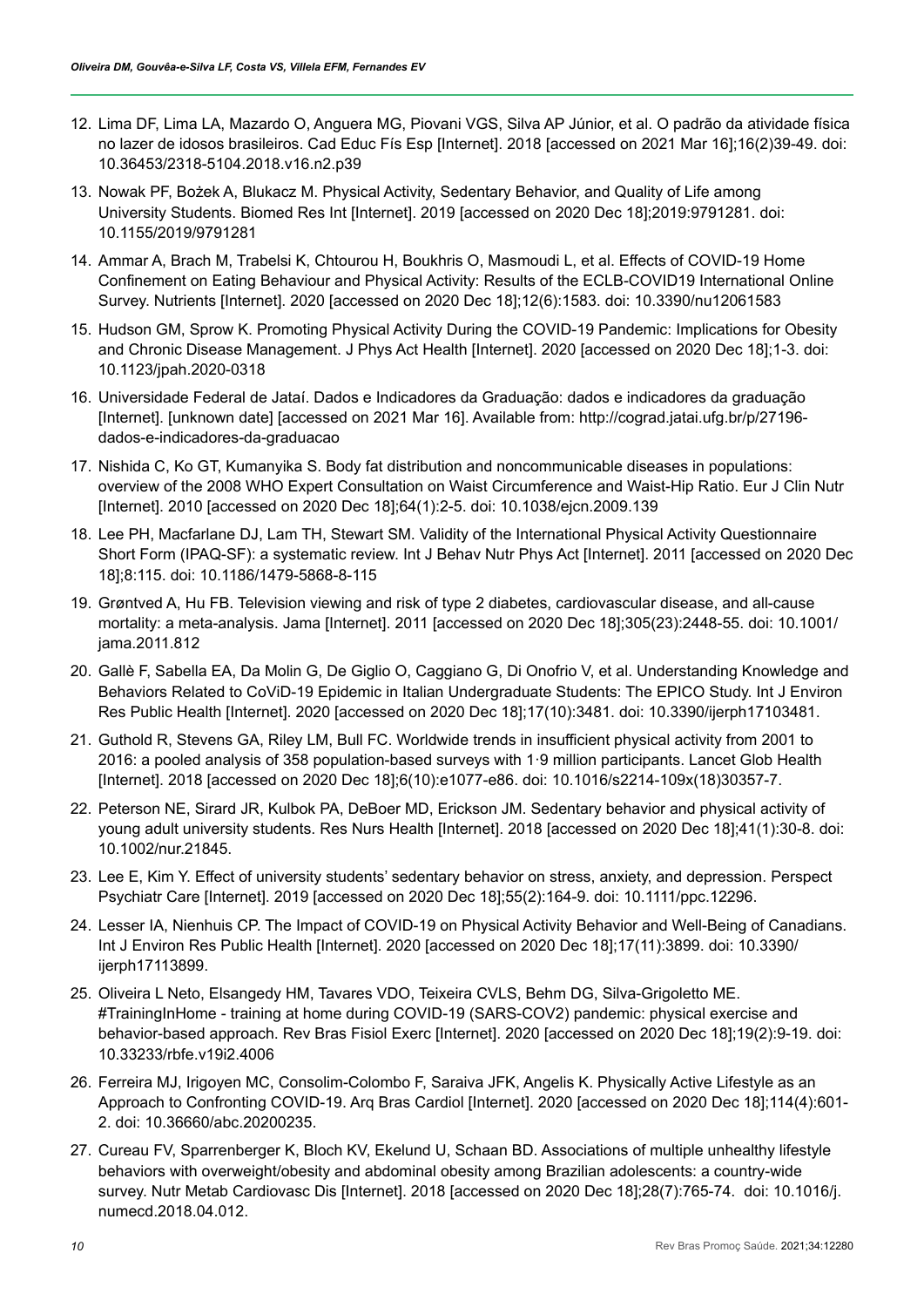12. Lima DF, Lima LA, Mazardo O, Anguera MG, Piovani VGS, Silva AP Júnior, et al. O padrão da atividade física no lazer de idosos brasileiros. Cad Educ Fís Esp [Internet]. 2018 [accessed on 2021 Mar 16];16(2)39-49. doi: 10.36453/2318-5104.2018.v16.n2.p39

13. Nowak PF, Bożek A, Blukacz M. Physical Activity, Sedentary Behavior, and Quality of Life among University Students. Biomed Res Int [Internet]. 2019 [accessed on 2020 Dec 18];2019:9791281. doi: 10.1155/2019/9791281

14. Ammar A, Brach M, Trabelsi K, Chtourou H, Boukhris O, Masmoudi L, et al. Effects of COVID-19 Home Confinement on Eating Behaviour and Physical Activity: Results of the ECLB-COVID19 International Online Survey. Nutrients [Internet]. 2020 [accessed on 2020 Dec 18];12(6):1583. doi: 10.3390/nu12061583

15. Hudson GM, Sprow K. Promoting Physical Activity During the COVID-19 Pandemic: Implications for Obesity and Chronic Disease Management. J Phys Act Health [Internet]. 2020 [accessed on 2020 Dec 18];1-3. doi: 10.1123/jpah.2020-0318

16. Universidade Federal de Jataí. Dados e Indicadores da Graduação: dados e indicadores da graduação [Internet]. [unknown date] [accessed on 2021 Mar 16]. Available from: http://cograd.jatai.ufg.br/p/27196-dados-e-indicadores-da-graduacao

17. Nishida C, Ko GT, Kumanyika S. Body fat distribution and noncommunicable diseases in populations: overview of the 2008 WHO Expert Consultation on Waist Circumference and Waist-Hip Ratio. Eur J Clin Nutr [Internet]. 2010 [accessed on 2020 Dec 18];64(1):2-5. doi: 10.1038/ejcn.2009.139

18. Lee PH, Macfarlane DJ, Lam TH, Stewart SM. Validity of the International Physical Activity Questionnaire Short Form (IPAQ-SF): a systematic review. Int J Behav Nutr Phys Act [Internet]. 2011 [accessed on 2020 Dec 18];8:115. doi: 10.1186/1479-5868-8-115

19. Grøntved A, Hu FB. Television viewing and risk of type 2 diabetes, cardiovascular disease, and all-cause mortality: a meta-analysis. Jama [Internet]. 2011 [accessed on 2020 Dec 18];305(23):2448-55. doi: 10.1001/jama.2011.812

20. Gallè F, Sabella EA, Da Molin G, De Giglio O, Caggiano G, Di Onofrio V, et al. Understanding Knowledge and Behaviors Related to CoViD-19 Epidemic in Italian Undergraduate Students: The EPICO Study. Int J Environ Res Public Health [Internet]. 2020 [accessed on 2020 Dec 18];17(10):3481. doi: 10.3390/ijerph17103481.

21. Guthold R, Stevens GA, Riley LM, Bull FC. Worldwide trends in insufficient physical activity from 2001 to 2016: a pooled analysis of 358 population-based surveys with 1·9 million participants. Lancet Glob Health [Internet]. 2018 [accessed on 2020 Dec 18];6(10):e1077-e86. doi: 10.1016/s2214-109x(18)30357-7.

22. Peterson NE, Sirard JR, Kulbok PA, DeBoer MD, Erickson JM. Sedentary behavior and physical activity of young adult university students. Res Nurs Health [Internet]. 2018 [accessed on 2020 Dec 18];41(1):30-8. doi: 10.1002/nur.21845.

23. Lee E, Kim Y. Effect of university students' sedentary behavior on stress, anxiety, and depression. Perspect Psychiatr Care [Internet]. 2019 [accessed on 2020 Dec 18];55(2):164-9. doi: 10.1111/ppc.12296.

24. Lesser IA, Nienhuis CP. The Impact of COVID-19 on Physical Activity Behavior and Well-Being of Canadians. Int J Environ Res Public Health [Internet]. 2020 [accessed on 2020 Dec 18];17(11):3899. doi: 10.3390/ijerph17113899.

25. Oliveira L Neto, Elsangedy HM, Tavares VDO, Teixeira CVLS, Behm DG, Silva-Grigoletto ME. #TrainingInHome - training at home during COVID-19 (SARS-COV2) pandemic: physical exercise and behavior-based approach. Rev Bras Fisiol Exerc [Internet]. 2020 [accessed on 2020 Dec 18];19(2):9-19. doi: 10.33233/rbfe.v19i2.4006

26. Ferreira MJ, Irigoyen MC, Consolim-Colombo F, Saraiva JFK, Angelis K. Physically Active Lifestyle as an Approach to Confronting COVID-19. Arq Bras Cardiol [Internet]. 2020 [accessed on 2020 Dec 18];114(4):601-2. doi: 10.36660/abc.20200235.

27. Cureau FV, Sparrenberger K, Bloch KV, Ekelund U, Schaan BD. Associations of multiple unhealthy lifestyle behaviors with overweight/obesity and abdominal obesity among Brazilian adolescents: a country-wide survey. Nutr Metab Cardiovasc Dis [Internet]. 2018 [accessed on 2020 Dec 18];28(7):765-74. doi: 10.1016/j.numecd.2018.04.012.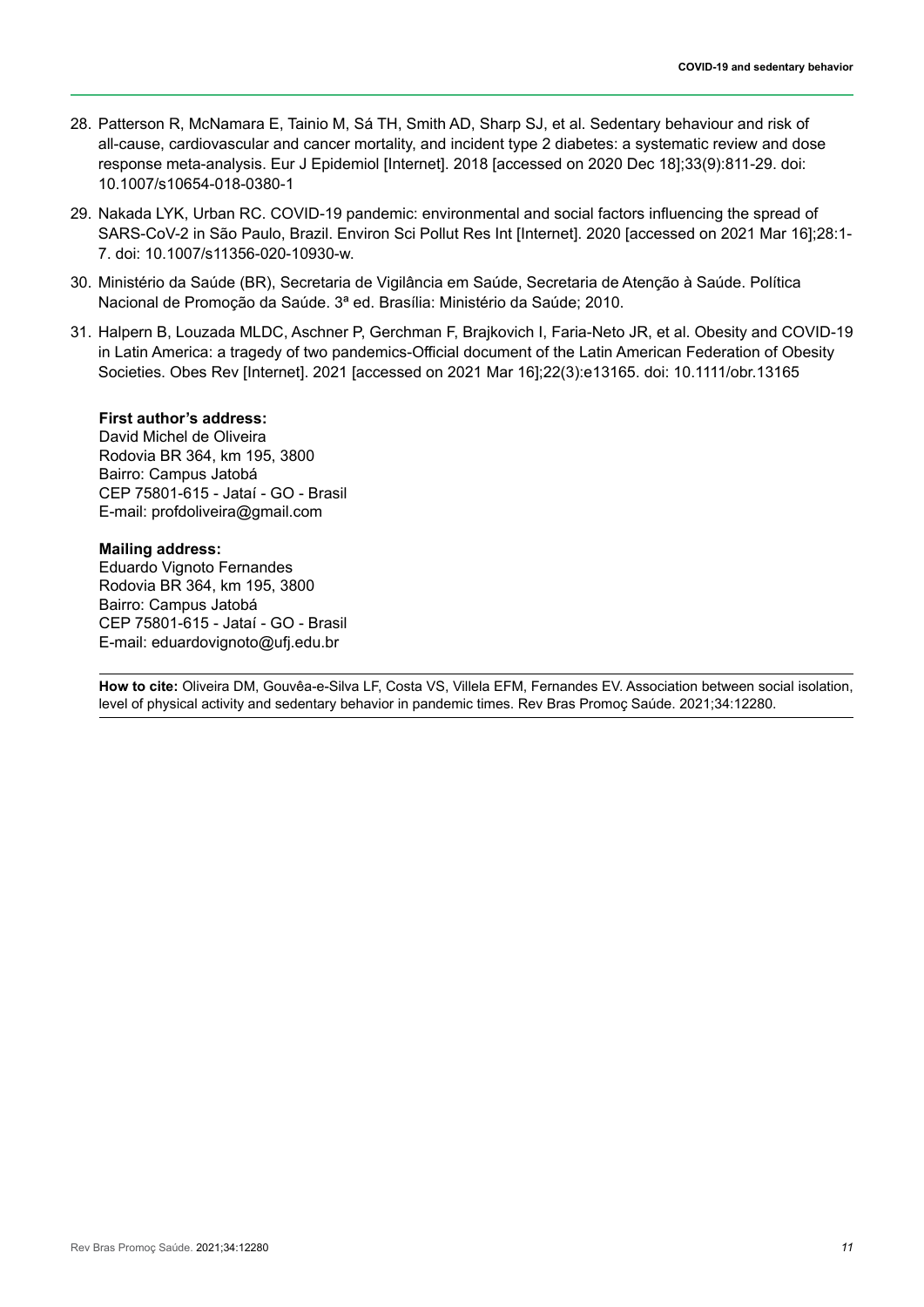28. Patterson R, McNamara E, Tainio M, Sá TH, Smith AD, Sharp SJ, et al. Sedentary behaviour and risk of all-cause, cardiovascular and cancer mortality, and incident type 2 diabetes: a systematic review and dose response meta-analysis. Eur J Epidemiol [Internet]. 2018 [accessed on 2020 Dec 18];33(9):811-29. doi: 10.1007/s10654-018-0380-1

29. Nakada LYK, Urban RC. COVID-19 pandemic: environmental and social factors influencing the spread of SARS-CoV-2 in São Paulo, Brazil. Environ Sci Pollut Res Int [Internet]. 2020 [accessed on 2021 Mar 16];28:1-7. doi: 10.1007/s11356-020-10930-w.

30. Ministério da Saúde (BR), Secretaria de Vigilância em Saúde, Secretaria de Atenção à Saúde. Política Nacional de Promoção da Saúde. 3ª ed. Brasília: Ministério da Saúde; 2010.

31. Halpern B, Louzada MLDC, Aschner P, Gerchman F, Brajkovich I, Faria-Neto JR, et al. Obesity and COVID-19 in Latin America: a tragedy of two pandemics-Official document of the Latin American Federation of Obesity Societies. Obes Rev [Internet]. 2021 [accessed on 2021 Mar 16];22(3):e13165. doi: 10.1111/obr.13165

**First author's address:**
David Michel de Oliveira
Rodovia BR 364, km 195, 3800
Bairro: Campus Jatobá
CEP 75801-615 - Jataí - GO - Brasil
E-mail: profdoliveira@gmail.com

**Mailing address:**
Eduardo Vignoto Fernandes
Rodovia BR 364, km 195, 3800
Bairro: Campus Jatobá
CEP 75801-615 - Jataí - GO - Brasil
E-mail: eduardovignoto@ufj.edu.br

**How to cite:** Oliveira DM, Gouvêa-e-Silva LF, Costa VS, Villela EFM, Fernandes EV. Association between social isolation, level of physical activity and sedentary behavior in pandemic times. Rev Bras Promoç Saúde. 2021;34:12280.